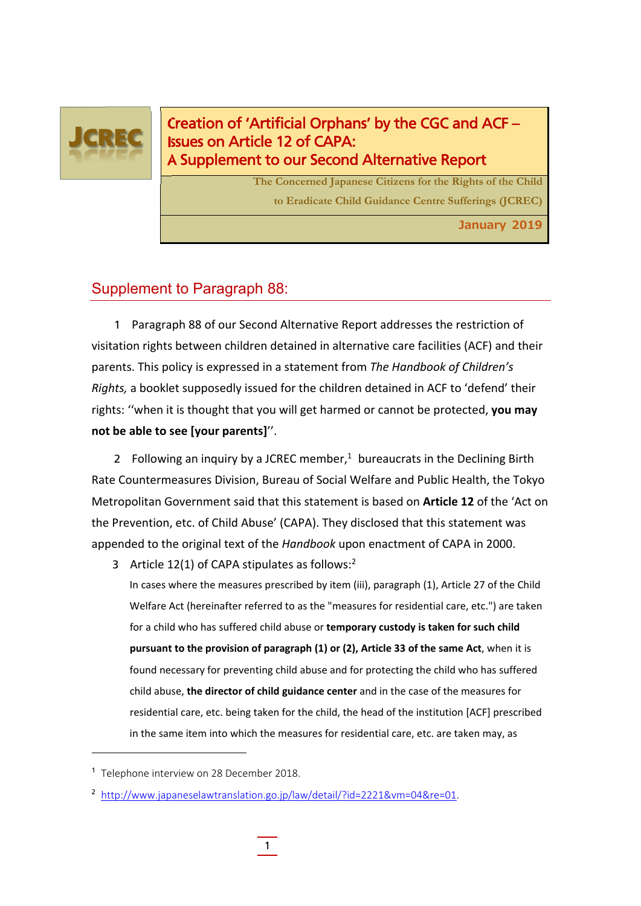JCREC

# Creation of 'Artificial Orphans' by the CGC and ACF – Issues on Article 12 of CAPA: A Supplement to our Second Alternative Report

The Concerned Japanese Citizens for the Rights of the Child to Eradicate Child Guidance Centre Sufferings (JCREC)

January 2019

## Supplement to Paragraph 88:

1 Paragraph 88 of our Second Alternative Report addresses the restriction of visitation rights between children detained in alternative care facilities (ACF) and their parents. This policy is expressed in a statement from *The Handbook of Children's Rights,* a booklet supposedly issued for the children detained in ACF to 'defend' their rights: ''when it is thought that you will get harmed or cannot be protected, **you may not be able to see [your parents]**''.

2 Following an inquiry by a JCREC member,[1] bureaucrats in the Declining Birth Rate Countermeasures Division, Bureau of Social Welfare and Public Health, the Tokyo Metropolitan Government said that this statement is based on **Article 12** of the 'Act on the Prevention, etc. of Child Abuse' (CAPA). They disclosed that this statement was appended to the original text of the *Handbook* upon enactment of CAPA in 2000.

3 Article 12(1) of CAPA stipulates as follows:[2]

> In cases where the measures prescribed by item (iii), paragraph (1), Article 27 of the Child Welfare Act (hereinafter referred to as the "measures for residential care, etc.") are taken for a child who has suffered child abuse or **temporary custody is taken for such child pursuant to the provision of paragraph (1) or (2), Article 33 of the same Act**, when it is found necessary for preventing child abuse and for protecting the child who has suffered child abuse, **the director of child guidance center** and in the case of the measures for residential care, etc. being taken for the child, the head of the institution [ACF] prescribed in the same item into which the measures for residential care, etc. are taken may, as

[1] Telephone interview on 28 December 2018.

[2] http://www.japaneselawtranslation.go.jp/law/detail/?id=2221&vm=04&re=01.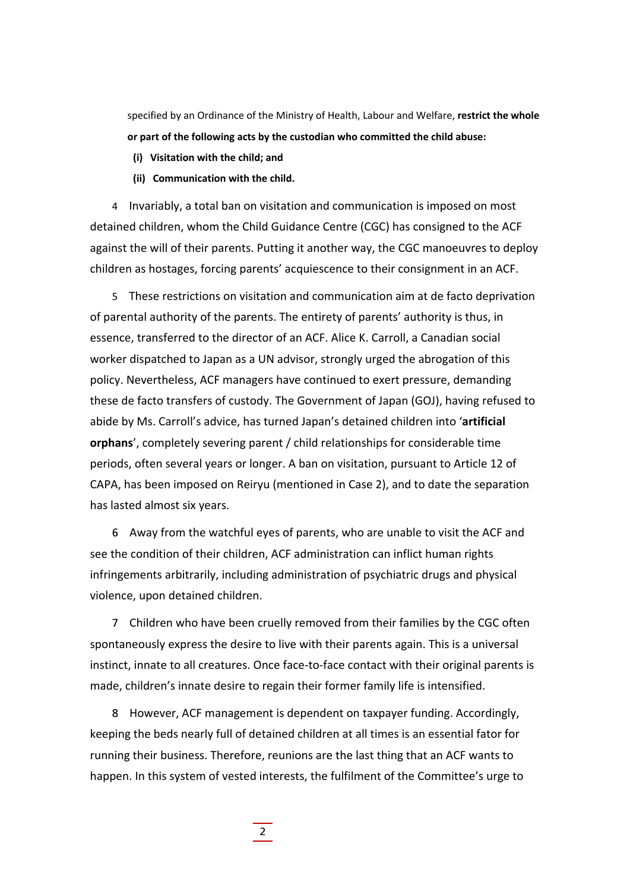specified by an Ordinance of the Ministry of Health, Labour and Welfare, **restrict the whole or part of the following acts by the custodian who committed the child abuse:**

**(i) Visitation with the child; and**

**(ii) Communication with the child.**

4 Invariably, a total ban on visitation and communication is imposed on most detained children, whom the Child Guidance Centre (CGC) has consigned to the ACF against the will of their parents. Putting it another way, the CGC manoeuvres to deploy children as hostages, forcing parents' acquiescence to their consignment in an ACF.

5 These restrictions on visitation and communication aim at de facto deprivation of parental authority of the parents. The entirety of parents' authority is thus, in essence, transferred to the director of an ACF. Alice K. Carroll, a Canadian social worker dispatched to Japan as a UN advisor, strongly urged the abrogation of this policy. Nevertheless, ACF managers have continued to exert pressure, demanding these de facto transfers of custody. The Government of Japan (GOJ), having refused to abide by Ms. Carroll's advice, has turned Japan's detained children into '**artificial orphans**', completely severing parent / child relationships for considerable time periods, often several years or longer. A ban on visitation, pursuant to Article 12 of CAPA, has been imposed on Reiryu (mentioned in Case 2), and to date the separation has lasted almost six years.

6 Away from the watchful eyes of parents, who are unable to visit the ACF and see the condition of their children, ACF administration can inflict human rights infringements arbitrarily, including administration of psychiatric drugs and physical violence, upon detained children.

7 Children who have been cruelly removed from their families by the CGC often spontaneously express the desire to live with their parents again. This is a universal instinct, innate to all creatures. Once face-to-face contact with their original parents is made, children's innate desire to regain their former family life is intensified.

8 However, ACF management is dependent on taxpayer funding. Accordingly, keeping the beds nearly full of detained children at all times is an essential fator for running their business. Therefore, reunions are the last thing that an ACF wants to happen. In this system of vested interests, the fulfilment of the Committee's urge to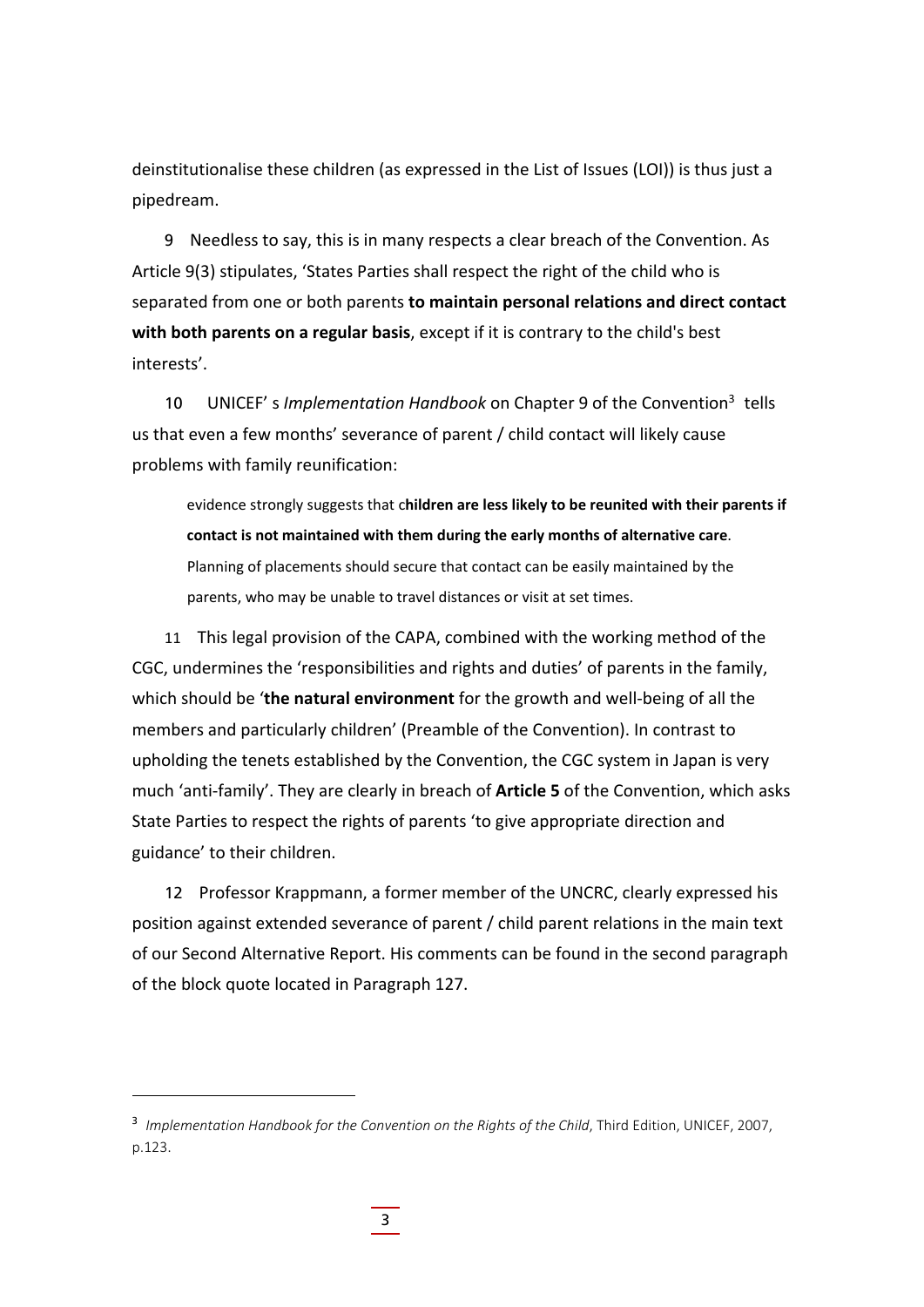deinstitutionalise these children (as expressed in the List of Issues (LOI)) is thus just a pipedream.

9 Needless to say, this is in many respects a clear breach of the Convention. As Article 9(3) stipulates, 'States Parties shall respect the right of the child who is separated from one or both parents **to maintain personal relations and direct contact with both parents on a regular basis**, except if it is contrary to the child's best interests'.

10 UNICEF' s *Implementation Handbook* on Chapter 9 of the Convention[3] tells us that even a few months' severance of parent / child contact will likely cause problems with family reunification:

> evidence strongly suggests that c**hildren are less likely to be reunited with their parents if contact is not maintained with them during the early months of alternative care**. Planning of placements should secure that contact can be easily maintained by the parents, who may be unable to travel distances or visit at set times.

11 This legal provision of the CAPA, combined with the working method of the CGC, undermines the 'responsibilities and rights and duties' of parents in the family, which should be '**the natural environment** for the growth and well-being of all the members and particularly children' (Preamble of the Convention). In contrast to upholding the tenets established by the Convention, the CGC system in Japan is very much 'anti-family'. They are clearly in breach of **Article 5** of the Convention, which asks State Parties to respect the rights of parents 'to give appropriate direction and guidance' to their children.

12 Professor Krappmann, a former member of the UNCRC, clearly expressed his position against extended severance of parent / child parent relations in the main text of our Second Alternative Report. His comments can be found in the second paragraph of the block quote located in Paragraph 127.

---

[3] *Implementation Handbook for the Convention on the Rights of the Child*, Third Edition, UNICEF, 2007, p.123.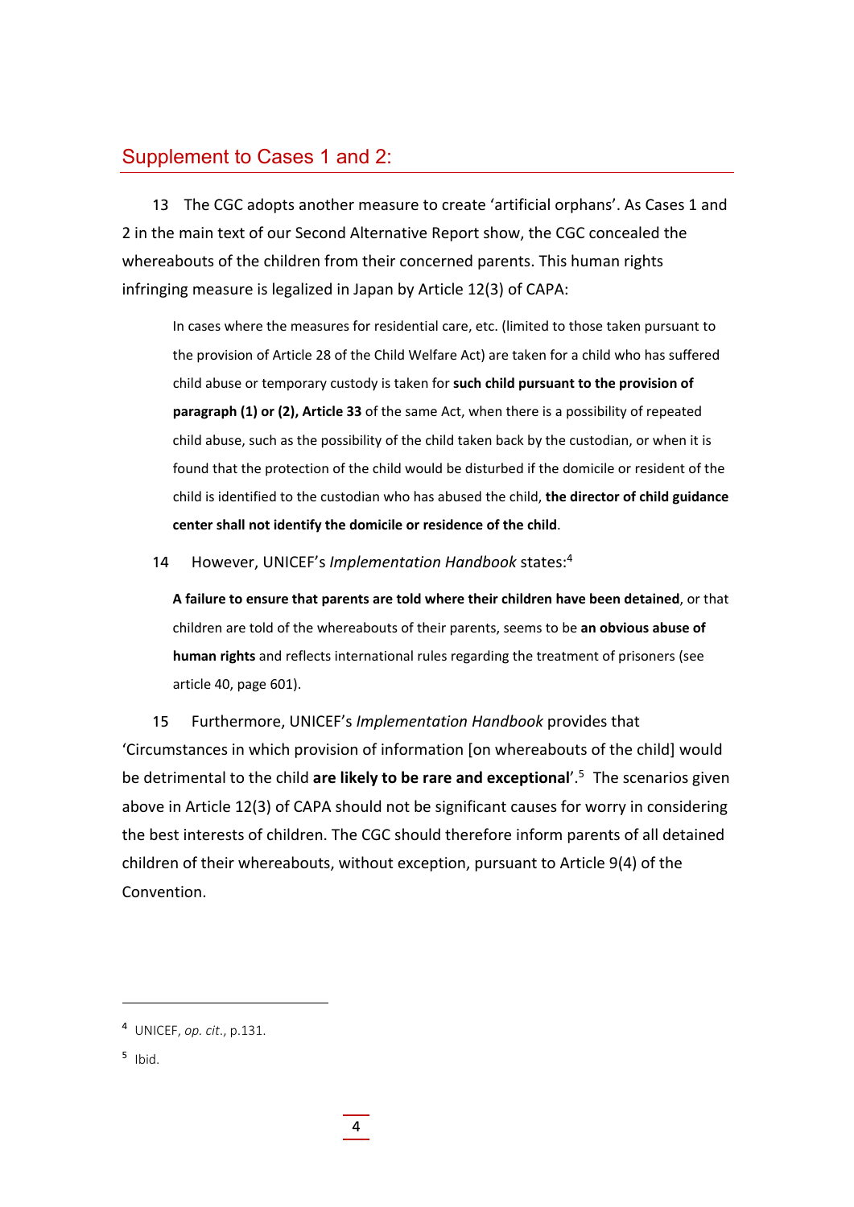## Supplement to Cases 1 and 2:

13 The CGC adopts another measure to create 'artificial orphans'. As Cases 1 and 2 in the main text of our Second Alternative Report show, the CGC concealed the whereabouts of the children from their concerned parents. This human rights infringing measure is legalized in Japan by Article 12(3) of CAPA:

> In cases where the measures for residential care, etc. (limited to those taken pursuant to the provision of Article 28 of the Child Welfare Act) are taken for a child who has suffered child abuse or temporary custody is taken for **such child pursuant to the provision of paragraph (1) or (2), Article 33** of the same Act, when there is a possibility of repeated child abuse, such as the possibility of the child taken back by the custodian, or when it is found that the protection of the child would be disturbed if the domicile or resident of the child is identified to the custodian who has abused the child, **the director of child guidance center shall not identify the domicile or residence of the child**.

14 However, UNICEF's *Implementation Handbook* states:[4]

> **A failure to ensure that parents are told where their children have been detained**, or that children are told of the whereabouts of their parents, seems to be **an obvious abuse of human rights** and reflects international rules regarding the treatment of prisoners (see article 40, page 601).

15 Furthermore, UNICEF's *Implementation Handbook* provides that 'Circumstances in which provision of information [on whereabouts of the child] would be detrimental to the child **are likely to be rare and exceptional**'.[5] The scenarios given above in Article 12(3) of CAPA should not be significant causes for worry in considering the best interests of children. The CGC should therefore inform parents of all detained children of their whereabouts, without exception, pursuant to Article 9(4) of the Convention.

---

[4] UNICEF, *op. cit.*, p.131.

[5] Ibid.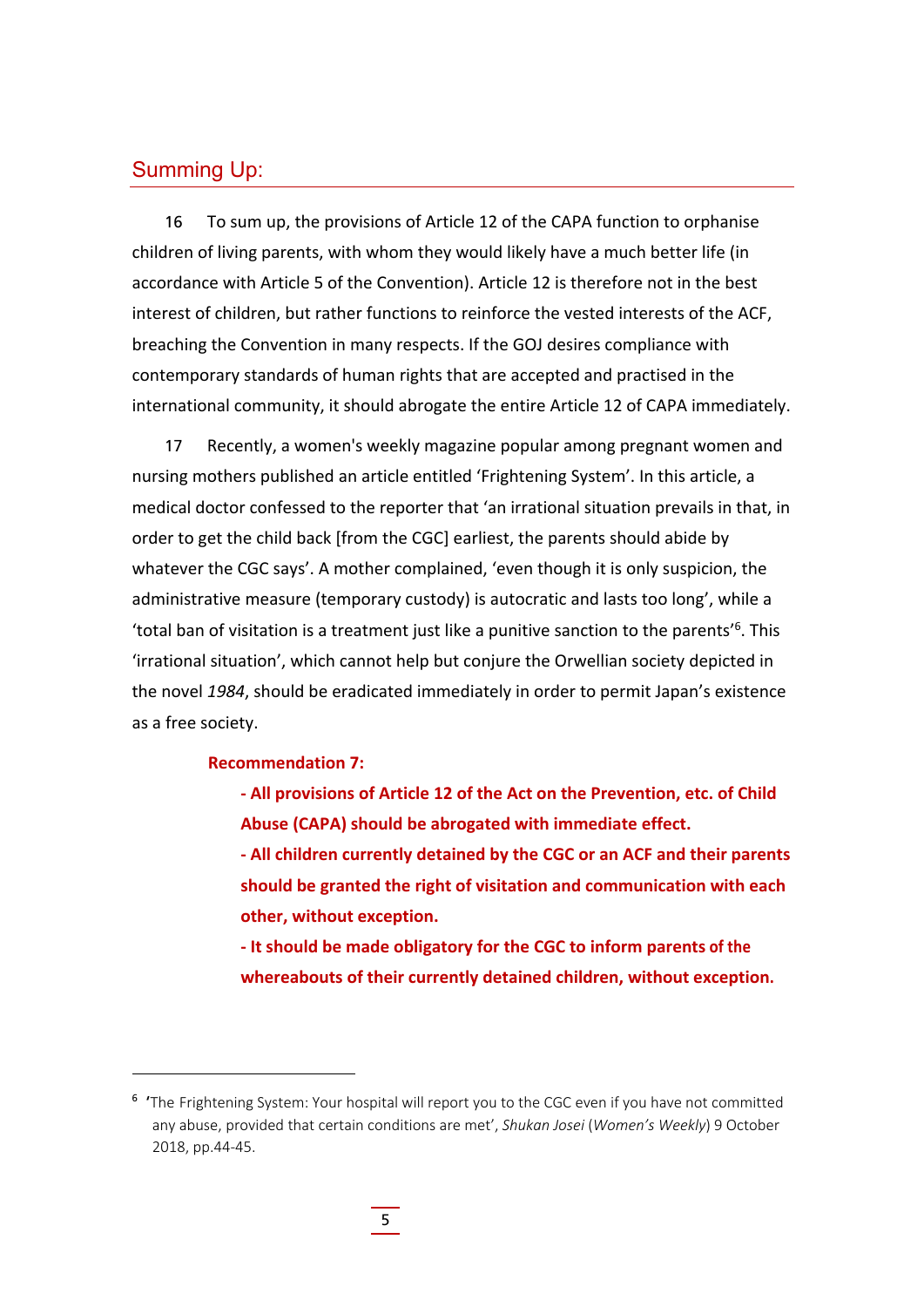## Summing Up:

16 To sum up, the provisions of Article 12 of the CAPA function to orphanise children of living parents, with whom they would likely have a much better life (in accordance with Article 5 of the Convention). Article 12 is therefore not in the best interest of children, but rather functions to reinforce the vested interests of the ACF, breaching the Convention in many respects. If the GOJ desires compliance with contemporary standards of human rights that are accepted and practised in the international community, it should abrogate the entire Article 12 of CAPA immediately.

17 Recently, a women's weekly magazine popular among pregnant women and nursing mothers published an article entitled 'Frightening System'. In this article, a medical doctor confessed to the reporter that 'an irrational situation prevails in that, in order to get the child back [from the CGC] earliest, the parents should abide by whatever the CGC says'. A mother complained, 'even though it is only suspicion, the administrative measure (temporary custody) is autocratic and lasts too long', while a 'total ban of visitation is a treatment just like a punitive sanction to the parents'[6]. This 'irrational situation', which cannot help but conjure the Orwellian society depicted in the novel *1984*, should be eradicated immediately in order to permit Japan's existence as a free society.

**Recommendation 7:**

- **All provisions of Article 12 of the Act on the Prevention, etc. of Child Abuse (CAPA) should be abrogated with immediate effect.**
- **All children currently detained by the CGC or an ACF and their parents should be granted the right of visitation and communication with each other, without exception.**
- **It should be made obligatory for the CGC to inform parents of the whereabouts of their currently detained children, without exception.**

---

[6] 'The Frightening System: Your hospital will report you to the CGC even if you have not committed any abuse, provided that certain conditions are met', *Shukan Josei* (*Women's Weekly*) 9 October 2018, pp.44-45.